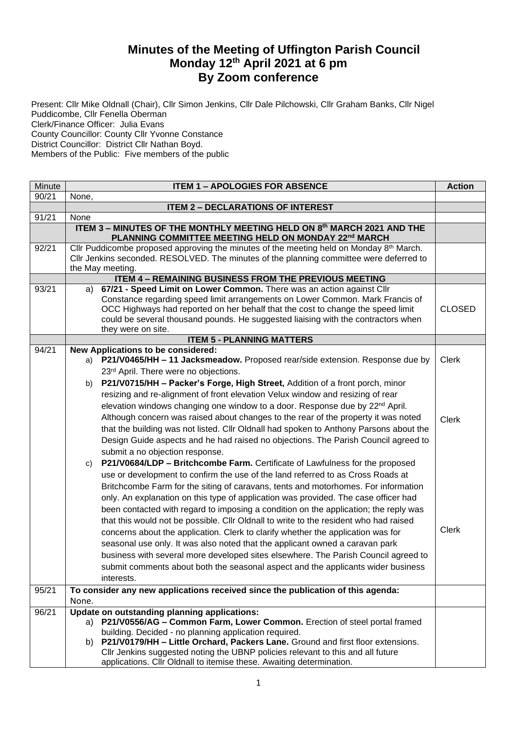# Minutes of the Meeting of Uffington Parish Council
# Monday 12th April 2021 at 6 pm
# By Zoom conference

Present: Cllr Mike Oldnall (Chair), Cllr Simon Jenkins, Cllr Dale Pilchowski, Cllr Graham Banks, Cllr Nigel Puddicombe, Cllr Fenella Oberman
Clerk/Finance Officer: Julia Evans
County Councillor: County Cllr Yvonne Constance
District Councillor: District Cllr Nathan Boyd.
Members of the Public: Five members of the public

| Minute | ITEM 1 – APOLOGIES FOR ABSENCE | Action |
|---|---|---|
| 90/21 | None, | |
| | **ITEM 2 – DECLARATIONS OF INTEREST** | |
| 91/21 | None | |
| | **ITEM 3 – MINUTES OF THE MONTHLY MEETING HELD ON 8th MARCH 2021 AND THE PLANNING COMMITTEE MEETING HELD ON MONDAY 22nd MARCH** | |
| 92/21 | Cllr Puddicombe proposed approving the minutes of the meeting held on Monday 8th March. Cllr Jenkins seconded. RESOLVED. The minutes of the planning committee were deferred to the May meeting. | |
| | **ITEM 4 – REMAINING BUSINESS FROM THE PREVIOUS MEETING** | |
| 93/21 | a) **67/21 - Speed Limit on Lower Common.** There was an action against Cllr Constance regarding speed limit arrangements on Lower Common. Mark Francis of OCC Highways had reported on her behalf that the cost to change the speed limit could be several thousand pounds. He suggested liaising with the contractors when they were on site. | CLOSED |
| | **ITEM 5 - PLANNING MATTERS** | |
| 94/21 | **New Applications to be considered:**<br>a) **P21/V0465/HH – 11 Jacksmeadow.** Proposed rear/side extension. Response due by 23rd April. There were no objections.<br>b) **P21/V0715/HH – Packer's Forge, High Street,** Addition of a front porch, minor resizing and re-alignment of front elevation Velux window and resizing of rear elevation windows changing one window to a door. Response due by 22nd April. Although concern was raised about changes to the rear of the property it was noted that the building was not listed. Cllr Oldnall had spoken to Anthony Parsons about the Design Guide aspects and he had raised no objections. The Parish Council agreed to submit a no objection response.<br>c) **P21/V0684/LDP – Britchcombe Farm.** Certificate of Lawfulness for the proposed use or development to confirm the use of the land referred to as Cross Roads at Britchcombe Farm for the siting of caravans, tents and motorhomes. For information only. An explanation on this type of application was provided. The case officer had been contacted with regard to imposing a condition on the application; the reply was that this would not be possible. Cllr Oldnall to write to the resident who had raised concerns about the application. Clerk to clarify whether the application was for seasonal use only. It was also noted that the applicant owned a caravan park business with several more developed sites elsewhere. The Parish Council agreed to submit comments about both the seasonal aspect and the applicants wider business interests. | Clerk<br><br>Clerk<br><br>Clerk |
| 95/21 | **To consider any new applications received since the publication of this agenda:**<br>None. | |
| 96/21 | **Update on outstanding planning applications:**<br>a) **P21/V0556/AG – Common Farm, Lower Common.** Erection of steel portal framed building. Decided - no planning application required.<br>b) **P21/V0179/HH – Little Orchard, Packers Lane.** Ground and first floor extensions. Cllr Jenkins suggested noting the UBNP policies relevant to this and all future applications. Cllr Oldnall to itemise these. Awaiting determination. | |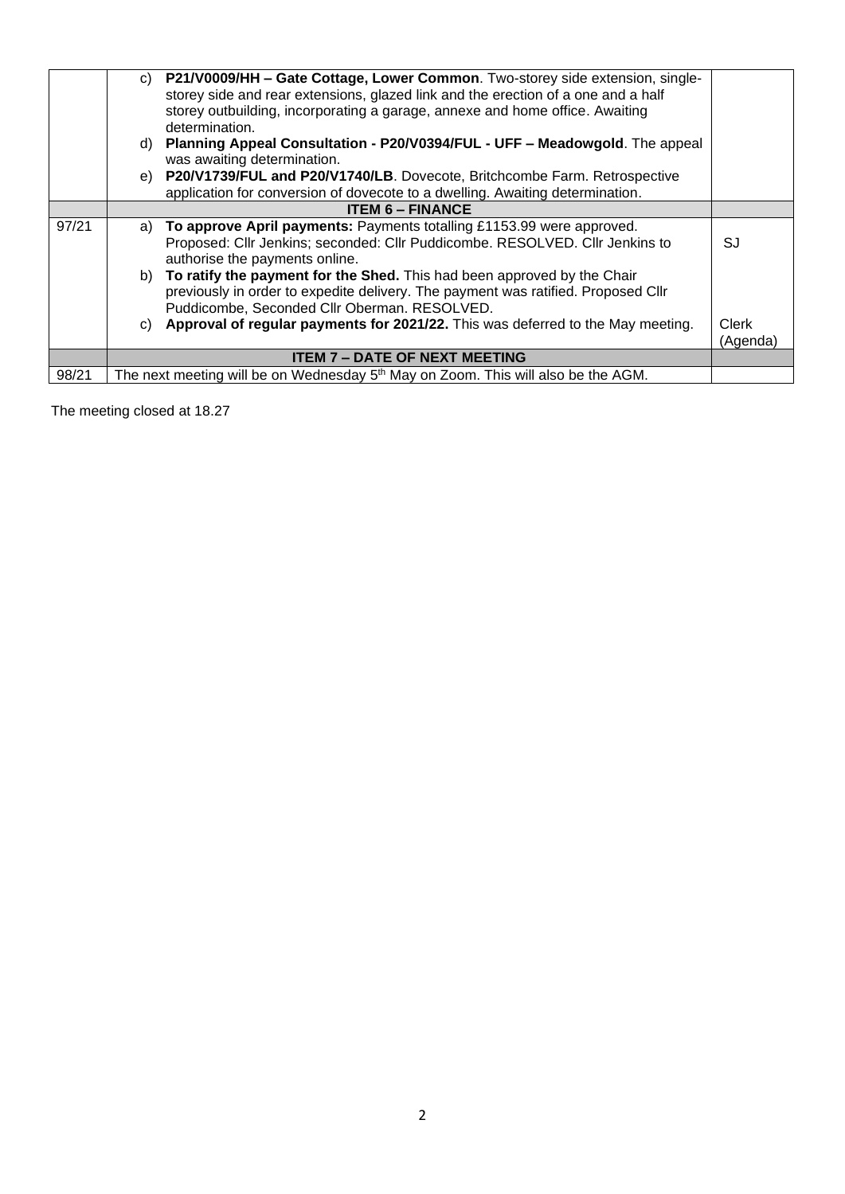| | | |
|---|---|---|
| | c) **P21/V0009/HH – Gate Cottage, Lower Common**. Two-storey side extension, single-storey side and rear extensions, glazed link and the erection of a one and a half storey outbuilding, incorporating a garage, annexe and home office. Awaiting determination.<br>d) **Planning Appeal Consultation - P20/V0394/FUL - UFF – Meadowgold**. The appeal was awaiting determination.<br>e) **P20/V1739/FUL and P20/V1740/LB**. Dovecote, Britchcombe Farm. Retrospective application for conversion of dovecote to a dwelling. Awaiting determination. | |
| | **ITEM 6 – FINANCE** | |
| 97/21 | a) **To approve April payments:** Payments totalling £1153.99 were approved. Proposed: Cllr Jenkins; seconded: Cllr Puddicombe. RESOLVED. Cllr Jenkins to authorise the payments online.<br>b) **To ratify the payment for the Shed.** This had been approved by the Chair previously in order to expedite delivery. The payment was ratified. Proposed Cllr Puddicombe, Seconded Cllr Oberman. RESOLVED.<br>c) **Approval of regular payments for 2021/22.** This was deferred to the May meeting. | SJ<br><br>Clerk (Agenda) |
| | **ITEM 7 – DATE OF NEXT MEETING** | |
| 98/21 | The next meeting will be on Wednesday 5th May on Zoom. This will also be the AGM. | |

The meeting closed at 18.27